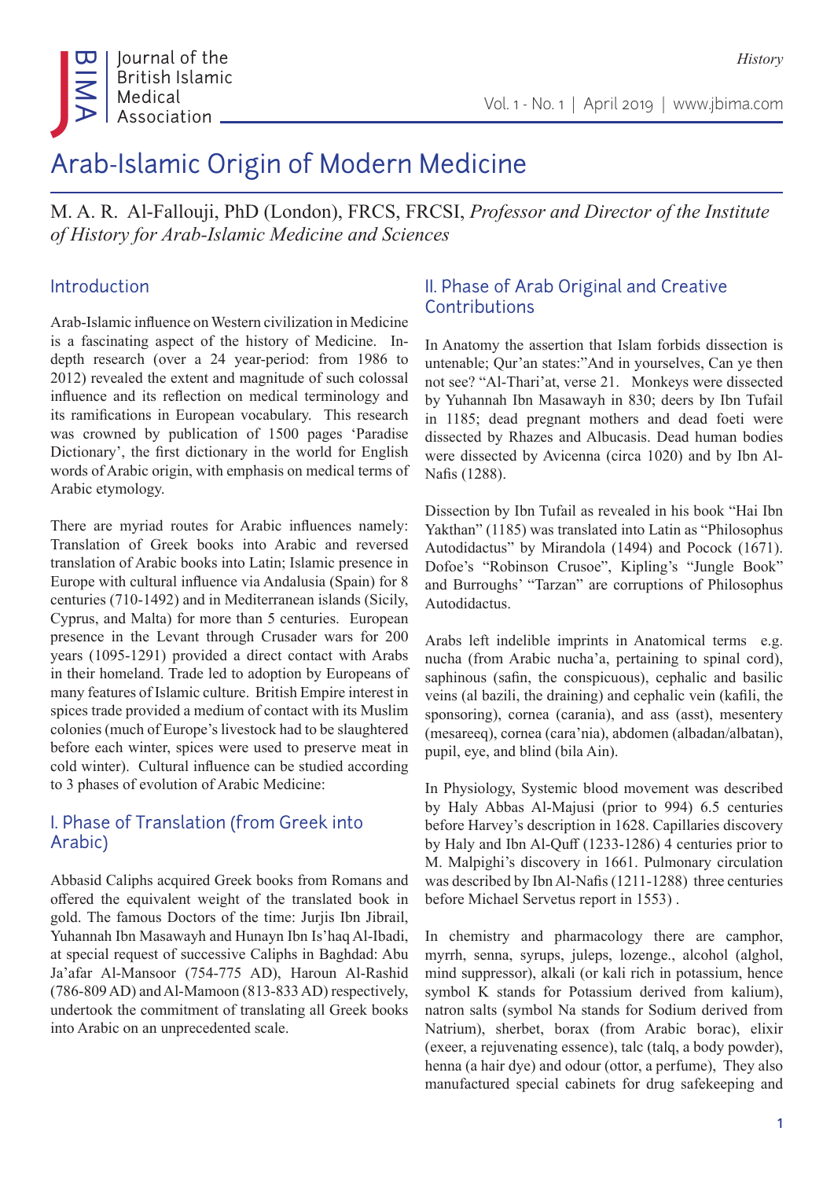# Arab-Islamic Origin of Modern Medicine

M. A. R. Al-Fallouji, PhD (London), FRCS, FRCSI, *Professor and Director of the Institute of History for Arab-Islamic Medicine and Sciences*

## Introduction

Arab-Islamic influence on Western civilization in Medicine is a fascinating aspect of the history of Medicine. In-depth research (over a 24 year-period: from 1986 to 2012) revealed the extent and magnitude of such colossal influence and its reflection on medical terminology and its ramifications in European vocabulary. This research was crowned by publication of 1500 pages 'Paradise Dictionary', the first dictionary in the world for English words of Arabic origin, with emphasis on medical terms of Arabic etymology.

There are myriad routes for Arabic influences namely: Translation of Greek books into Arabic and reversed translation of Arabic books into Latin; Islamic presence in Europe with cultural influence via Andalusia (Spain) for 8 centuries (710-1492) and in Mediterranean islands (Sicily, Cyprus, and Malta) for more than 5 centuries. European presence in the Levant through Crusader wars for 200 years (1095-1291) provided a direct contact with Arabs in their homeland. Trade led to adoption by Europeans of many features of Islamic culture. British Empire interest in spices trade provided a medium of contact with its Muslim colonies (much of Europe's livestock had to be slaughtered before each winter, spices were used to preserve meat in cold winter). Cultural influence can be studied according to 3 phases of evolution of Arabic Medicine:

## I. Phase of Translation (from Greek into Arabic)

Abbasid Caliphs acquired Greek books from Romans and offered the equivalent weight of the translated book in gold. The famous Doctors of the time: Jurjis Ibn Jibrail, Yuhannah Ibn Masawayh and Hunayn Ibn Is'haq Al-Ibadi, at special request of successive Caliphs in Baghdad: Abu Ja'afar Al-Mansoor (754-775 AD), Haroun Al-Rashid (786-809 AD) and Al-Mamoon (813-833 AD) respectively, undertook the commitment of translating all Greek books into Arabic on an unprecedented scale.

## II. Phase of Arab Original and Creative Contributions

In Anatomy the assertion that Islam forbids dissection is untenable; Qur'an states:"And in yourselves, Can ye then not see? "Al-Thari'at, verse 21. Monkeys were dissected by Yuhannah Ibn Masawayh in 830; deers by Ibn Tufail in 1185; dead pregnant mothers and dead foeti were dissected by Rhazes and Albucasis. Dead human bodies were dissected by Avicenna (circa 1020) and by Ibn Al-Nafis (1288).

Dissection by Ibn Tufail as revealed in his book "Hai Ibn Yakthan" (1185) was translated into Latin as "Philosophus Autodidactus" by Mirandola (1494) and Pocock (1671). Dofoe's "Robinson Crusoe", Kipling's "Jungle Book" and Burroughs' "Tarzan" are corruptions of Philosophus Autodidactus.

Arabs left indelible imprints in Anatomical terms e.g. nucha (from Arabic nucha'a, pertaining to spinal cord), saphinous (safin, the conspicuous), cephalic and basilic veins (al bazili, the draining) and cephalic vein (kafili, the sponsoring), cornea (carania), and ass (asst), mesentery (mesareeq), cornea (cara'nia), abdomen (albadan/albatan), pupil, eye, and blind (bila Ain).

In Physiology, Systemic blood movement was described by Haly Abbas Al-Majusi (prior to 994) 6.5 centuries before Harvey's description in 1628. Capillaries discovery by Haly and Ibn Al-Quff (1233-1286) 4 centuries prior to M. Malpighi's discovery in 1661. Pulmonary circulation was described by Ibn Al-Nafis (1211-1288) three centuries before Michael Servetus report in 1553) .

In chemistry and pharmacology there are camphor, myrrh, senna, syrups, juleps, lozenge., alcohol (alghol, mind suppressor), alkali (or kali rich in potassium, hence symbol K stands for Potassium derived from kalium), natron salts (symbol Na stands for Sodium derived from Natrium), sherbet, borax (from Arabic borac), elixir (exeer, a rejuvenating essence), talc (talq, a body powder), henna (a hair dye) and odour (ottor, a perfume), They also manufactured special cabinets for drug safekeeping and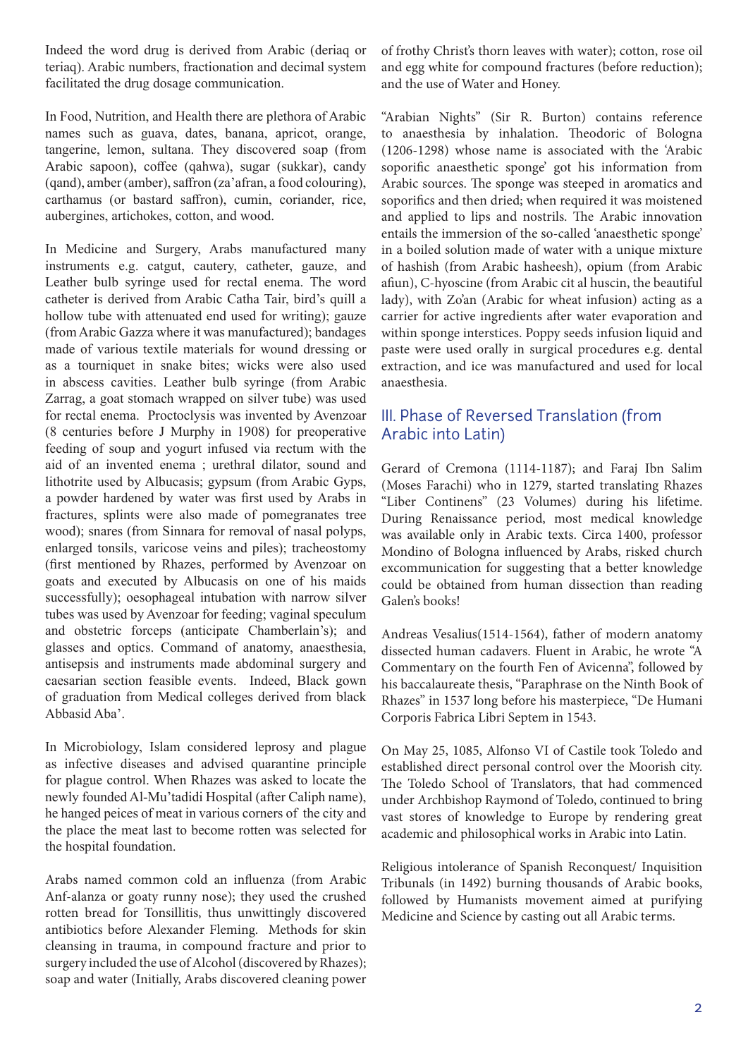Indeed the word drug is derived from Arabic (deriaq or teriaq). Arabic numbers, fractionation and decimal system facilitated the drug dosage communication.

In Food, Nutrition, and Health there are plethora of Arabic names such as guava, dates, banana, apricot, orange, tangerine, lemon, sultana. They discovered soap (from Arabic sapoon), coffee (qahwa), sugar (sukkar), candy (qand), amber (amber), saffron (za'afran, a food colouring), carthamus (or bastard saffron), cumin, coriander, rice, aubergines, artichokes, cotton, and wood.

In Medicine and Surgery, Arabs manufactured many instruments e.g. catgut, cautery, catheter, gauze, and Leather bulb syringe used for rectal enema. The word catheter is derived from Arabic Catha Tair, bird's quill a hollow tube with attenuated end used for writing); gauze (from Arabic Gazza where it was manufactured); bandages made of various textile materials for wound dressing or as a tourniquet in snake bites; wicks were also used in abscess cavities. Leather bulb syringe (from Arabic Zarrag, a goat stomach wrapped on silver tube) was used for rectal enema. Proctoclysis was invented by Avenzoar (8 centuries before J Murphy in 1908) for preoperative feeding of soup and yogurt infused via rectum with the aid of an invented enema ; urethral dilator, sound and lithotrite used by Albucasis; gypsum (from Arabic Gyps, a powder hardened by water was first used by Arabs in fractures, splints were also made of pomegranates tree wood); snares (from Sinnara for removal of nasal polyps, enlarged tonsils, varicose veins and piles); tracheostomy (first mentioned by Rhazes, performed by Avenzoar on goats and executed by Albucasis on one of his maids successfully); oesophageal intubation with narrow silver tubes was used by Avenzoar for feeding; vaginal speculum and obstetric forceps (anticipate Chamberlain's); and glasses and optics. Command of anatomy, anaesthesia, antisepsis and instruments made abdominal surgery and caesarian section feasible events. Indeed, Black gown of graduation from Medical colleges derived from black Abbasid Aba'.

In Microbiology, Islam considered leprosy and plague as infective diseases and advised quarantine principle for plague control. When Rhazes was asked to locate the newly founded Al-Mu'tadidi Hospital (after Caliph name), he hanged peices of meat in various corners of the city and the place the meat last to become rotten was selected for the hospital foundation.

Arabs named common cold an influenza (from Arabic Anf-alanza or goaty runny nose); they used the crushed rotten bread for Tonsillitis, thus unwittingly discovered antibiotics before Alexander Fleming. Methods for skin cleansing in trauma, in compound fracture and prior to surgery included the use of Alcohol (discovered by Rhazes); soap and water (Initially, Arabs discovered cleaning power of frothy Christ's thorn leaves with water); cotton, rose oil and egg white for compound fractures (before reduction); and the use of Water and Honey.

"Arabian Nights" (Sir R. Burton) contains reference to anaesthesia by inhalation. Theodoric of Bologna (1206-1298) whose name is associated with the 'Arabic soporific anaesthetic sponge' got his information from Arabic sources. The sponge was steeped in aromatics and soporifics and then dried; when required it was moistened and applied to lips and nostrils. The Arabic innovation entails the immersion of the so-called 'anaesthetic sponge' in a boiled solution made of water with a unique mixture of hashish (from Arabic hasheesh), opium (from Arabic afiun), C-hyoscine (from Arabic cit al huscin, the beautiful lady), with Zo'an (Arabic for wheat infusion) acting as a carrier for active ingredients after water evaporation and within sponge interstices. Poppy seeds infusion liquid and paste were used orally in surgical procedures e.g. dental extraction, and ice was manufactured and used for local anaesthesia.

## III. Phase of Reversed Translation (from Arabic into Latin)

Gerard of Cremona (1114-1187); and Faraj Ibn Salim (Moses Farachi) who in 1279, started translating Rhazes "Liber Continens" (23 Volumes) during his lifetime. During Renaissance period, most medical knowledge was available only in Arabic texts. Circa 1400, professor Mondino of Bologna influenced by Arabs, risked church excommunication for suggesting that a better knowledge could be obtained from human dissection than reading Galen's books!

Andreas Vesalius(1514-1564), father of modern anatomy dissected human cadavers. Fluent in Arabic, he wrote "A Commentary on the fourth Fen of Avicenna", followed by his baccalaureate thesis, "Paraphrase on the Ninth Book of Rhazes" in 1537 long before his masterpiece, "De Humani Corporis Fabrica Libri Septem in 1543.

On May 25, 1085, Alfonso VI of Castile took Toledo and established direct personal control over the Moorish city. The Toledo School of Translators, that had commenced under Archbishop Raymond of Toledo, continued to bring vast stores of knowledge to Europe by rendering great academic and philosophical works in Arabic into Latin.

Religious intolerance of Spanish Reconquest/ Inquisition Tribunals (in 1492) burning thousands of Arabic books, followed by Humanists movement aimed at purifying Medicine and Science by casting out all Arabic terms.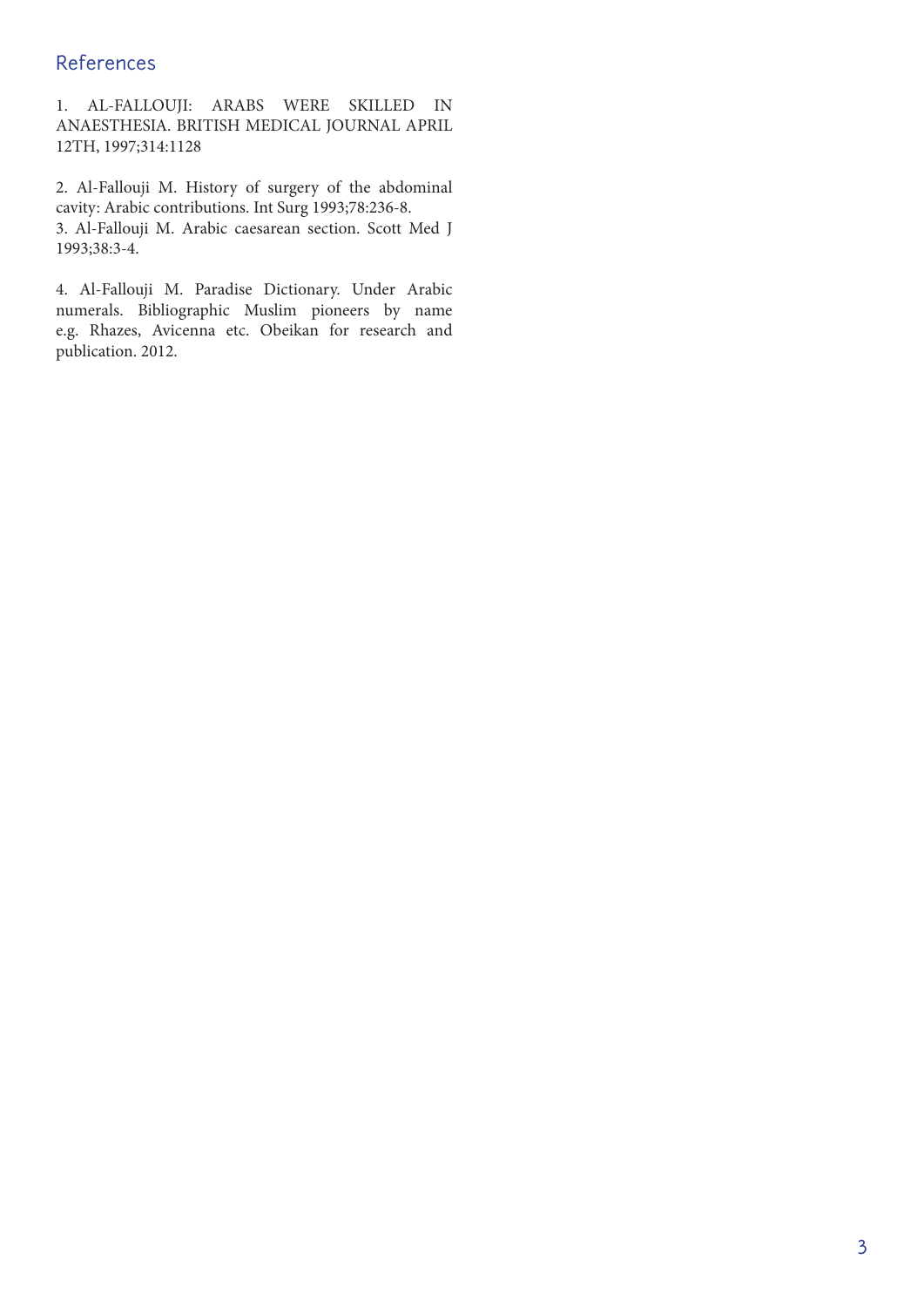## References

1. AL-FALLOUJI: ARABS WERE SKILLED IN ANAESTHESIA. BRITISH MEDICAL JOURNAL APRIL 12TH, 1997;314:1128

2. Al-Fallouji M. History of surgery of the abdominal cavity: Arabic contributions. Int Surg 1993;78:236-8.

3. Al-Fallouji M. Arabic caesarean section. Scott Med J 1993;38:3-4.

4. Al-Fallouji M. Paradise Dictionary. Under Arabic numerals. Bibliographic Muslim pioneers by name e.g. Rhazes, Avicenna etc. Obeikan for research and publication. 2012.